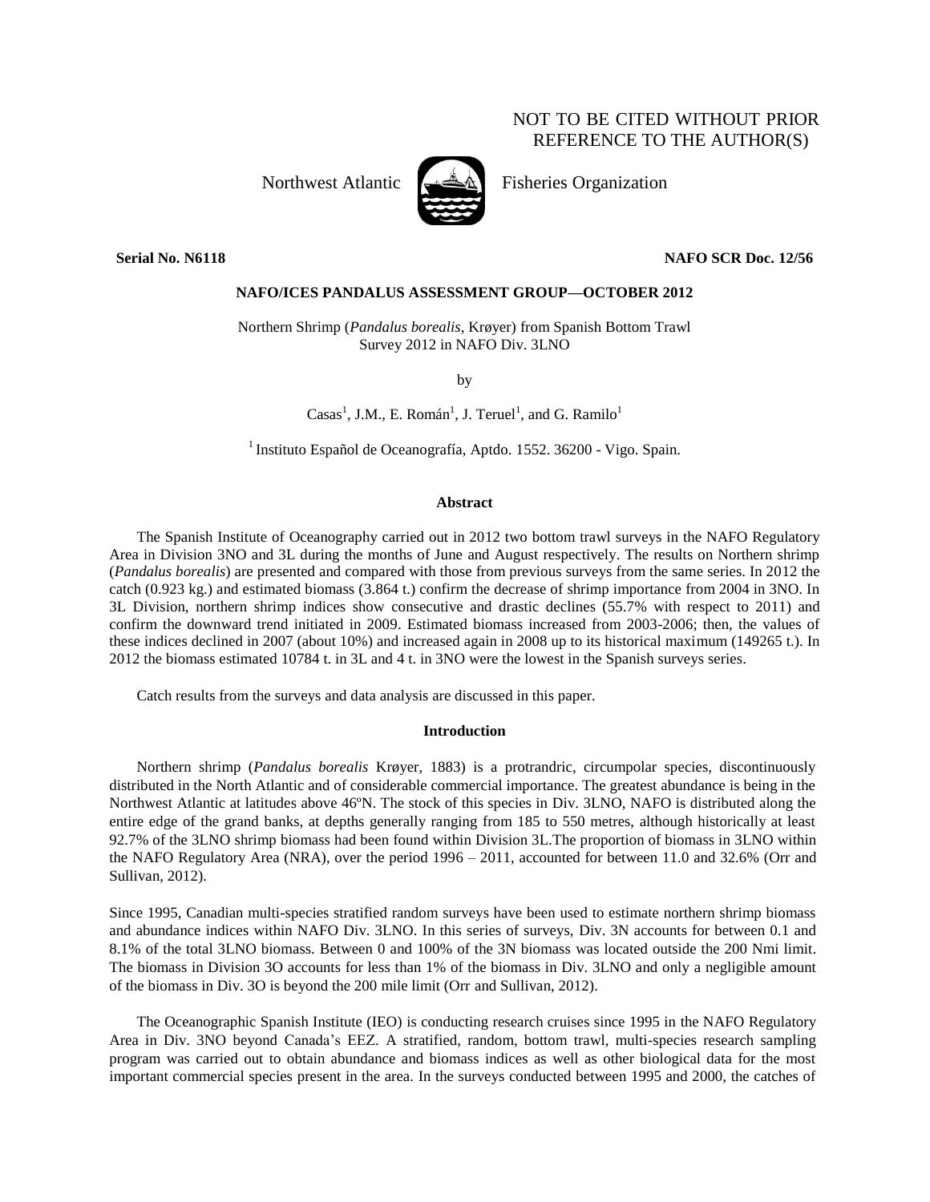NOT TO BE CITED WITHOUT PRIOR REFERENCE TO THE AUTHOR(S)

Northwest Atlantic Fisheries Organization

**Serial No. N6118** **NAFO SCR Doc. 12/56**

**NAFO/ICES PANDALUS ASSESSMENT GROUP—OCTOBER 2012**

Northern Shrimp (*Pandalus borealis*, Krøyer) from Spanish Bottom Trawl Survey 2012 in NAFO Div. 3LNO

by

Casas[1], J.M., E. Román[1], J. Teruel[1], and G. Ramilo[1]

[1] Instituto Español de Oceanografía, Aptdo. 1552. 36200 - Vigo. Spain.

## Abstract

The Spanish Institute of Oceanography carried out in 2012 two bottom trawl surveys in the NAFO Regulatory Area in Division 3NO and 3L during the months of June and August respectively. The results on Northern shrimp (*Pandalus borealis*) are presented and compared with those from previous surveys from the same series. In 2012 the catch (0.923 kg.) and estimated biomass (3.864 t.) confirm the decrease of shrimp importance from 2004 in 3NO. In 3L Division, northern shrimp indices show consecutive and drastic declines (55.7% with respect to 2011) and confirm the downward trend initiated in 2009. Estimated biomass increased from 2003-2006; then, the values of these indices declined in 2007 (about 10%) and increased again in 2008 up to its historical maximum (149265 t.). In 2012 the biomass estimated 10784 t. in 3L and 4 t. in 3NO were the lowest in the Spanish surveys series.

Catch results from the surveys and data analysis are discussed in this paper.

## Introduction

Northern shrimp (*Pandalus borealis* Krøyer, 1883) is a protrandric, circumpolar species, discontinuously distributed in the North Atlantic and of considerable commercial importance. The greatest abundance is being in the Northwest Atlantic at latitudes above 46ºN. The stock of this species in Div. 3LNO, NAFO is distributed along the entire edge of the grand banks, at depths generally ranging from 185 to 550 metres, although historically at least 92.7% of the 3LNO shrimp biomass had been found within Division 3L.The proportion of biomass in 3LNO within the NAFO Regulatory Area (NRA), over the period 1996 – 2011, accounted for between 11.0 and 32.6% (Orr and Sullivan, 2012).

Since 1995, Canadian multi-species stratified random surveys have been used to estimate northern shrimp biomass and abundance indices within NAFO Div. 3LNO. In this series of surveys, Div. 3N accounts for between 0.1 and 8.1% of the total 3LNO biomass. Between 0 and 100% of the 3N biomass was located outside the 200 Nmi limit. The biomass in Division 3O accounts for less than 1% of the biomass in Div. 3LNO and only a negligible amount of the biomass in Div. 3O is beyond the 200 mile limit (Orr and Sullivan, 2012).

The Oceanographic Spanish Institute (IEO) is conducting research cruises since 1995 in the NAFO Regulatory Area in Div. 3NO beyond Canada's EEZ. A stratified, random, bottom trawl, multi-species research sampling program was carried out to obtain abundance and biomass indices as well as other biological data for the most important commercial species present in the area. In the surveys conducted between 1995 and 2000, the catches of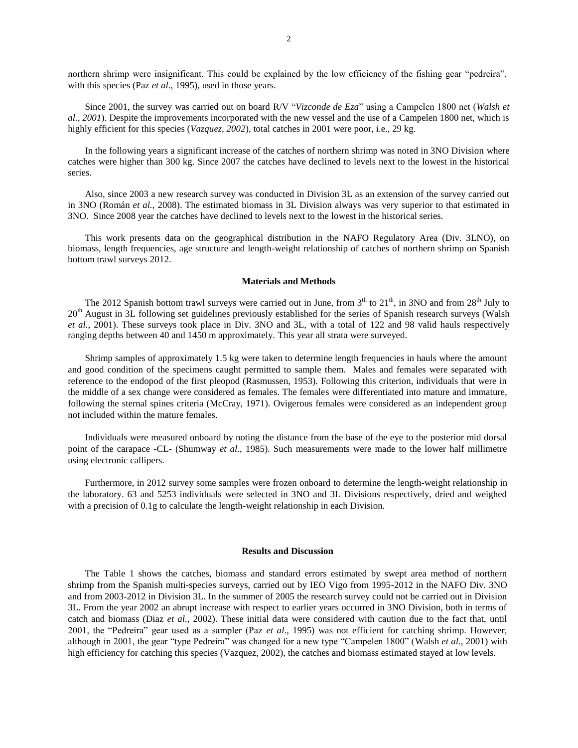northern shrimp were insignificant. This could be explained by the low efficiency of the fishing gear "pedreira", with this species (Paz *et al*., 1995), used in those years.

Since 2001, the survey was carried out on board R/V "*Vizconde de Eza*" using a Campelen 1800 net (*Walsh et al., 2001*). Despite the improvements incorporated with the new vessel and the use of a Campelen 1800 net, which is highly efficient for this species (*Vazquez, 2002*), total catches in 2001 were poor, i.e., 29 kg.

In the following years a significant increase of the catches of northern shrimp was noted in 3NO Division where catches were higher than 300 kg. Since 2007 the catches have declined to levels next to the lowest in the historical series.

Also, since 2003 a new research survey was conducted in Division 3L as an extension of the survey carried out in 3NO (Román *et al.*, 2008). The estimated biomass in 3L Division always was very superior to that estimated in 3NO. Since 2008 year the catches have declined to levels next to the lowest in the historical series.

This work presents data on the geographical distribution in the NAFO Regulatory Area (Div. 3LNO), on biomass, length frequencies, age structure and length-weight relationship of catches of northern shrimp on Spanish bottom trawl surveys 2012.

## Materials and Methods

The 2012 Spanish bottom trawl surveys were carried out in June, from 3[th] to 21[th], in 3NO and from 28[th] July to 20[th] August in 3L following set guidelines previously established for the series of Spanish research surveys (Walsh *et al.*, 2001). These surveys took place in Div. 3NO and 3L, with a total of 122 and 98 valid hauls respectively ranging depths between 40 and 1450 m approximately. This year all strata were surveyed.

Shrimp samples of approximately 1.5 kg were taken to determine length frequencies in hauls where the amount and good condition of the specimens caught permitted to sample them. Males and females were separated with reference to the endopod of the first pleopod (Rasmussen, 1953). Following this criterion, individuals that were in the middle of a sex change were considered as females. The females were differentiated into mature and immature, following the sternal spines criteria (McCray, 1971). Ovigerous females were considered as an independent group not included within the mature females.

Individuals were measured onboard by noting the distance from the base of the eye to the posterior mid dorsal point of the carapace -CL- (Shumway *et al*., 1985). Such measurements were made to the lower half millimetre using electronic callipers.

Furthermore, in 2012 survey some samples were frozen onboard to determine the length-weight relationship in the laboratory. 63 and 5253 individuals were selected in 3NO and 3L Divisions respectively, dried and weighed with a precision of 0.1g to calculate the length-weight relationship in each Division.

## Results and Discussion

The Table 1 shows the catches, biomass and standard errors estimated by swept area method of northern shrimp from the Spanish multi-species surveys, carried out by IEO Vigo from 1995-2012 in the NAFO Div. 3NO and from 2003-2012 in Division 3L. In the summer of 2005 the research survey could not be carried out in Division 3L. From the year 2002 an abrupt increase with respect to earlier years occurred in 3NO Division, both in terms of catch and biomass (Diaz *et al*., 2002). These initial data were considered with caution due to the fact that, until 2001, the "Pedreira" gear used as a sampler (Paz *et al*., 1995) was not efficient for catching shrimp. However, although in 2001, the gear "type Pedreira" was changed for a new type "Campelen 1800" (Walsh *et al*., 2001) with high efficiency for catching this species (Vazquez, 2002), the catches and biomass estimated stayed at low levels.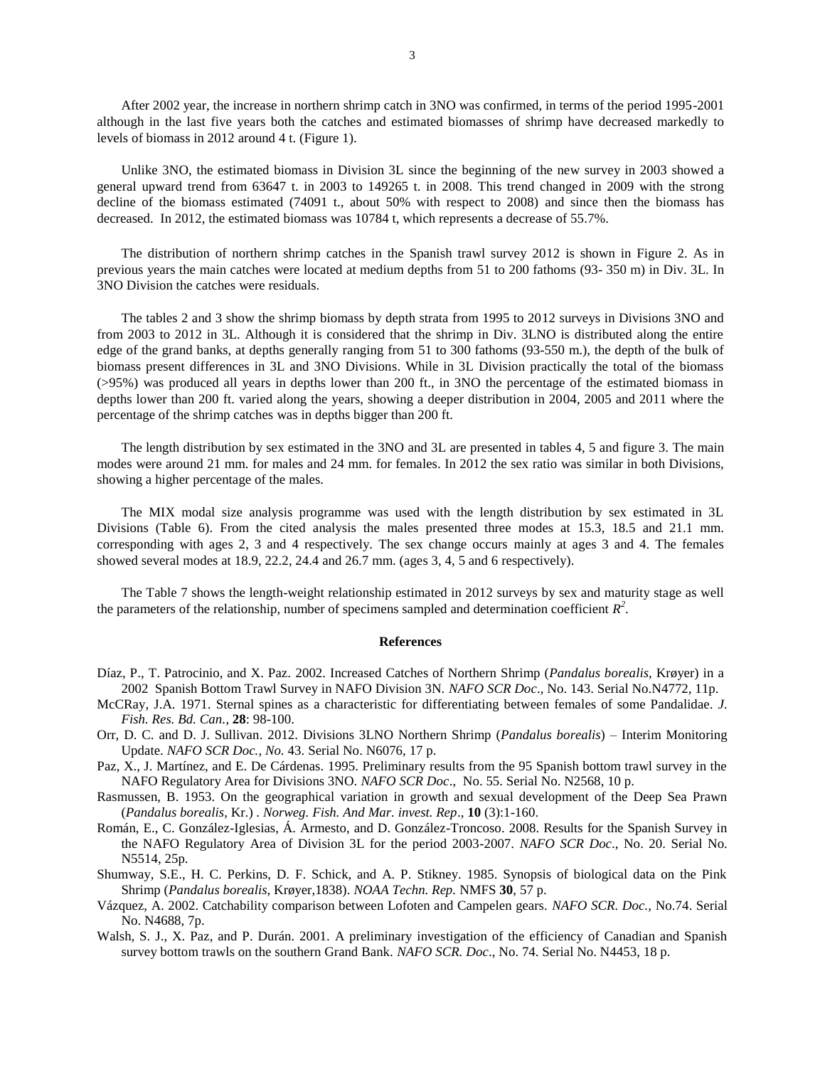After 2002 year, the increase in northern shrimp catch in 3NO was confirmed, in terms of the period 1995-2001 although in the last five years both the catches and estimated biomasses of shrimp have decreased markedly to levels of biomass in 2012 around 4 t. (Figure 1).

Unlike 3NO, the estimated biomass in Division 3L since the beginning of the new survey in 2003 showed a general upward trend from 63647 t. in 2003 to 149265 t. in 2008. This trend changed in 2009 with the strong decline of the biomass estimated (74091 t., about 50% with respect to 2008) and since then the biomass has decreased. In 2012, the estimated biomass was 10784 t, which represents a decrease of 55.7%.

The distribution of northern shrimp catches in the Spanish trawl survey 2012 is shown in Figure 2. As in previous years the main catches were located at medium depths from 51 to 200 fathoms (93- 350 m) in Div. 3L. In 3NO Division the catches were residuals.

The tables 2 and 3 show the shrimp biomass by depth strata from 1995 to 2012 surveys in Divisions 3NO and from 2003 to 2012 in 3L. Although it is considered that the shrimp in Div. 3LNO is distributed along the entire edge of the grand banks, at depths generally ranging from 51 to 300 fathoms (93-550 m.), the depth of the bulk of biomass present differences in 3L and 3NO Divisions. While in 3L Division practically the total of the biomass (>95%) was produced all years in depths lower than 200 ft., in 3NO the percentage of the estimated biomass in depths lower than 200 ft. varied along the years, showing a deeper distribution in 2004, 2005 and 2011 where the percentage of the shrimp catches was in depths bigger than 200 ft.

The length distribution by sex estimated in the 3NO and 3L are presented in tables 4, 5 and figure 3. The main modes were around 21 mm. for males and 24 mm. for females. In 2012 the sex ratio was similar in both Divisions, showing a higher percentage of the males.

The MIX modal size analysis programme was used with the length distribution by sex estimated in 3L Divisions (Table 6). From the cited analysis the males presented three modes at 15.3, 18.5 and 21.1 mm. corresponding with ages 2, 3 and 4 respectively. The sex change occurs mainly at ages 3 and 4. The females showed several modes at 18.9, 22.2, 24.4 and 26.7 mm. (ages 3, 4, 5 and 6 respectively).

The Table 7 shows the length-weight relationship estimated in 2012 surveys by sex and maturity stage as well the parameters of the relationship, number of specimens sampled and determination coefficient $R^2$.

## References

Díaz, P., T. Patrocinio, and X. Paz. 2002. Increased Catches of Northern Shrimp (*Pandalus borealis*, Krøyer) in a 2002 Spanish Bottom Trawl Survey in NAFO Division 3N. *NAFO SCR Doc*., No. 143. Serial No.N4772, 11p.

McCRay, J.A. 1971. Sternal spines as a characteristic for differentiating between females of some Pandalidae. *J. Fish. Res. Bd. Can.*, **28**: 98-100.

Orr, D. C. and D. J. Sullivan. 2012. Divisions 3LNO Northern Shrimp (*Pandalus borealis*) – Interim Monitoring Update. *NAFO SCR Doc., No.* 43. Serial No. N6076, 17 p.

Paz, X., J. Martínez, and E. De Cárdenas. 1995. Preliminary results from the 95 Spanish bottom trawl survey in the NAFO Regulatory Area for Divisions 3NO. *NAFO SCR Doc*., No. 55. Serial No. N2568, 10 p.

Rasmussen, B. 1953. On the geographical variation in growth and sexual development of the Deep Sea Prawn (*Pandalus borealis*, Kr.) . *Norweg. Fish. And Mar. invest. Rep*., **10** (3):1-160.

Román, E., C. González-Iglesias, Á. Armesto, and D. González-Troncoso. 2008. Results for the Spanish Survey in the NAFO Regulatory Area of Division 3L for the period 2003-2007. *NAFO SCR Doc*., No. 20. Serial No. N5514, 25p.

Shumway, S.E., H. C. Perkins, D. F. Schick, and A. P. Stikney. 1985. Synopsis of biological data on the Pink Shrimp (*Pandalus borealis*, Krøyer,1838). *NOAA Techn. Rep.* NMFS **30**, 57 p.

Vázquez, A. 2002. Catchability comparison between Lofoten and Campelen gears. *NAFO SCR. Doc.,* No.74. Serial No. N4688, 7p.

Walsh, S. J., X. Paz, and P. Durán. 2001. A preliminary investigation of the efficiency of Canadian and Spanish survey bottom trawls on the southern Grand Bank. *NAFO SCR. Doc*., No. 74. Serial No. N4453, 18 p.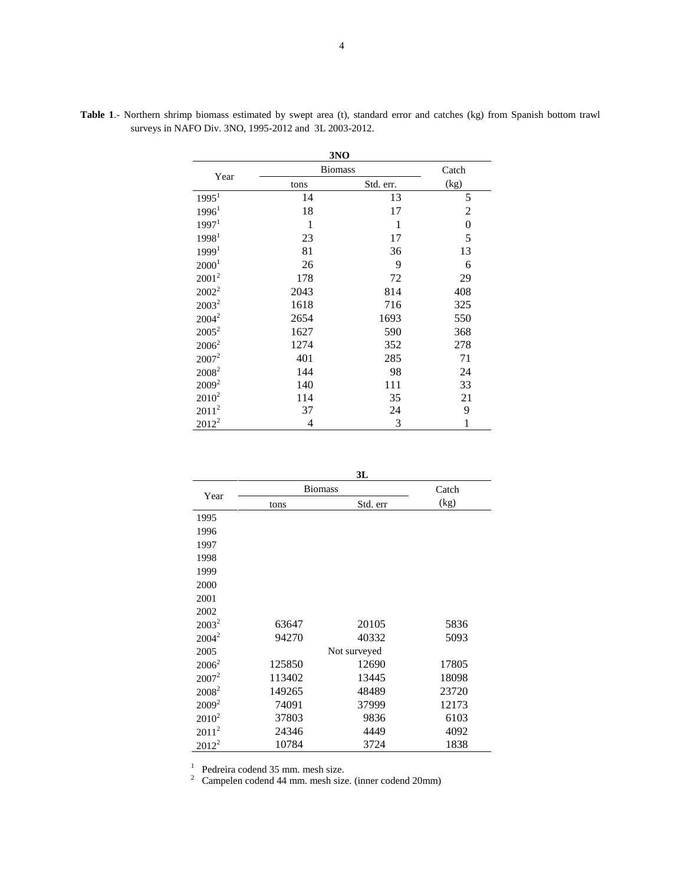**Table 1**.- Northern shrimp biomass estimated by swept area (t), standard error and catches (kg) from Spanish bottom trawl surveys in NAFO Div. 3NO, 1995-2012 and 3L 2003-2012.

| | 3NO | | |
|---|---|---|---|
| Year | Biomass | | Catch |
| | tons | Std. err. | (kg) |
| 1995[1] | 14 | 13 | 5 |
| 1996[1] | 18 | 17 | 2 |
| 1997[1] | 1 | 1 | 0 |
| 1998[1] | 23 | 17 | 5 |
| 1999[1] | 81 | 36 | 13 |
| 2000[1] | 26 | 9 | 6 |
| 2001[2] | 178 | 72 | 29 |
| 2002[2] | 2043 | 814 | 408 |
| 2003[2] | 1618 | 716 | 325 |
| 2004[2] | 2654 | 1693 | 550 |
| 2005[2] | 1627 | 590 | 368 |
| 2006[2] | 1274 | 352 | 278 |
| 2007[2] | 401 | 285 | 71 |
| 2008[2] | 144 | 98 | 24 |
| 2009[2] | 140 | 111 | 33 |
| 2010[2] | 114 | 35 | 21 |
| 2011[2] | 37 | 24 | 9 |
| 2012[2] | 4 | 3 | 1 |

| | 3L | | |
|---|---|---|---|
| Year | Biomass | | Catch |
| | tons | Std. err | (kg) |
| 1995 | | | |
| 1996 | | | |
| 1997 | | | |
| 1998 | | | |
| 1999 | | | |
| 2000 | | | |
| 2001 | | | |
| 2002 | | | |
| 2003[2] | 63647 | 20105 | 5836 |
| 2004[2] | 94270 | 40332 | 5093 |
| 2005 | Not surveyed | | |
| 2006[2] | 125850 | 12690 | 17805 |
| 2007[2] | 113402 | 13445 | 18098 |
| 2008[2] | 149265 | 48489 | 23720 |
| 2009[2] | 74091 | 37999 | 12173 |
| 2010[2] | 37803 | 9836 | 6103 |
| 2011[2] | 24346 | 4449 | 4092 |
| 2012[2] | 10784 | 3724 | 1838 |

[1] Pedreira codend 35 mm. mesh size.
[2] Campelen codend 44 mm. mesh size. (inner codend 20mm)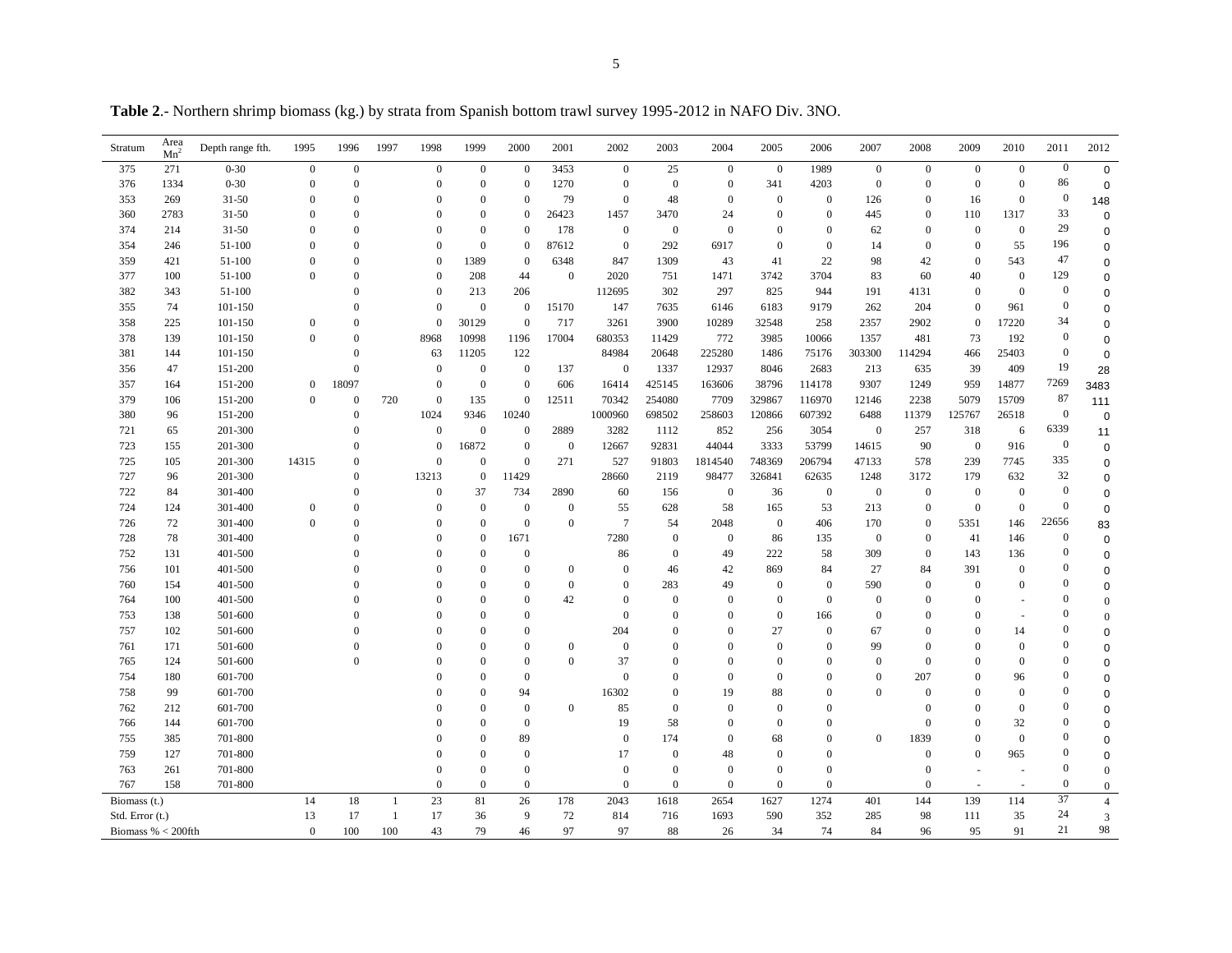**Table 2**.- Northern shrimp biomass (kg.) by strata from Spanish bottom trawl survey 1995-2012 in NAFO Div. 3NO.

| Stratum | Area $Mn^2$ | Depth range fth. | 1995 | 1996 | 1997 | 1998 | 1999 | 2000 | 2001 | 2002 | 2003 | 2004 | 2005 | 2006 | 2007 | 2008 | 2009 | 2010 | 2011 | 2012 |
|---|---|---|---|---|---|---|---|---|---|---|---|---|---|---|---|---|---|---|---|---|
| 375 | 271 | 0-30 | 0 | 0 | | 0 | 0 | 0 | 3453 | 0 | 25 | 0 | 0 | 1989 | 0 | 0 | 0 | 0 | 0 | 0 |
| 376 | 1334 | 0-30 | 0 | 0 | | 0 | 0 | 0 | 1270 | 0 | 0 | 0 | 341 | 4203 | 0 | 0 | 0 | 0 | 86 | 0 |
| 353 | 269 | 31-50 | 0 | 0 | | 0 | 0 | 0 | 79 | 0 | 48 | 0 | 0 | 0 | 126 | 0 | 16 | 0 | 0 | 148 |
| 360 | 2783 | 31-50 | 0 | 0 | | 0 | 0 | 0 | 26423 | 1457 | 3470 | 24 | 0 | 0 | 445 | 0 | 110 | 1317 | 33 | 0 |
| 374 | 214 | 31-50 | 0 | 0 | | 0 | 0 | 0 | 178 | 0 | 0 | 0 | 0 | 0 | 62 | 0 | 0 | 0 | 29 | 0 |
| 354 | 246 | 51-100 | 0 | 0 | | 0 | 0 | 0 | 87612 | 0 | 292 | 6917 | 0 | 0 | 14 | 0 | 0 | 55 | 196 | 0 |
| 359 | 421 | 51-100 | 0 | 0 | | 0 | 1389 | 0 | 6348 | 847 | 1309 | 43 | 41 | 22 | 98 | 42 | 0 | 543 | 47 | 0 |
| 377 | 100 | 51-100 | 0 | 0 | | 0 | 208 | 44 | 0 | 2020 | 751 | 1471 | 3742 | 3704 | 83 | 60 | 40 | 0 | 129 | 0 |
| 382 | 343 | 51-100 | | 0 | | 0 | 213 | 206 | | 112695 | 302 | 297 | 825 | 944 | 191 | 4131 | 0 | 0 | 0 | 0 |
| 355 | 74 | 101-150 | | 0 | | 0 | 0 | 0 | 15170 | 147 | 7635 | 6146 | 6183 | 9179 | 262 | 204 | 0 | 961 | 0 | 0 |
| 358 | 225 | 101-150 | 0 | 0 | | 0 | 30129 | 0 | 717 | 3261 | 3900 | 10289 | 32548 | 258 | 2357 | 2902 | 0 | 17220 | 34 | 0 |
| 378 | 139 | 101-150 | 0 | 0 | | 8968 | 10998 | 1196 | 17004 | 680353 | 11429 | 772 | 3985 | 10066 | 1357 | 481 | 73 | 192 | 0 | 0 |
| 381 | 144 | 101-150 | | 0 | | 63 | 11205 | 122 | | 84984 | 20648 | 225280 | 1486 | 75176 | 303300 | 114294 | 466 | 25403 | 0 | 0 |
| 356 | 47 | 151-200 | | 0 | | 0 | 0 | 0 | 137 | 0 | 1337 | 12937 | 8046 | 2683 | 213 | 635 | 39 | 409 | 19 | 28 |
| 357 | 164 | 151-200 | 0 | 18097 | | 0 | 0 | 0 | 606 | 16414 | 425145 | 163606 | 38796 | 114178 | 9307 | 1249 | 959 | 14877 | 7269 | 3483 |
| 379 | 106 | 151-200 | 0 | 0 | 720 | 0 | 135 | 0 | 12511 | 70342 | 254080 | 7709 | 329867 | 116970 | 12146 | 2238 | 5079 | 15709 | 87 | 111 |
| 380 | 96 | 151-200 | | 0 | | 1024 | 9346 | 10240 | | 1000960 | 698502 | 258603 | 120866 | 607392 | 6488 | 11379 | 125767 | 26518 | 0 | 0 |
| 721 | 65 | 201-300 | | 0 | | 0 | 0 | 0 | 2889 | 3282 | 1112 | 852 | 256 | 3054 | 0 | 257 | 318 | 6 | 6339 | 11 |
| 723 | 155 | 201-300 | | 0 | | 0 | 16872 | 0 | 0 | 12667 | 92831 | 44044 | 3333 | 53799 | 14615 | 90 | 0 | 916 | 0 | 0 |
| 725 | 105 | 201-300 | 14315 | 0 | | 0 | 0 | 0 | 271 | 527 | 91803 | 1814540 | 748369 | 206794 | 47133 | 578 | 239 | 7745 | 335 | 0 |
| 727 | 96 | 201-300 | | 0 | | 13213 | 0 | 11429 | | 28660 | 2119 | 98477 | 326841 | 62635 | 1248 | 3172 | 179 | 632 | 32 | 0 |
| 722 | 84 | 301-400 | | 0 | | 0 | 37 | 734 | 2890 | 60 | 156 | 0 | 36 | 0 | 0 | 0 | 0 | 0 | 0 | 0 |
| 724 | 124 | 301-400 | 0 | 0 | | 0 | 0 | 0 | 0 | 55 | 628 | 58 | 165 | 53 | 213 | 0 | 0 | 0 | 0 | 0 |
| 726 | 72 | 301-400 | 0 | 0 | | 0 | 0 | 0 | 0 | 7 | 54 | 2048 | 0 | 406 | 170 | 0 | 5351 | 146 | 22656 | 83 |
| 728 | 78 | 301-400 | | 0 | | 0 | 0 | 1671 | | 7280 | 0 | 0 | 86 | 135 | 0 | 0 | 41 | 146 | 0 | 0 |
| 752 | 131 | 401-500 | | 0 | | 0 | 0 | 0 | | 86 | 0 | 49 | 222 | 58 | 309 | 0 | 143 | 136 | 0 | 0 |
| 756 | 101 | 401-500 | | 0 | | 0 | 0 | 0 | 0 | 0 | 46 | 42 | 869 | 84 | 27 | 84 | 391 | 0 | 0 | 0 |
| 760 | 154 | 401-500 | | 0 | | 0 | 0 | 0 | 0 | 0 | 283 | 49 | 0 | 0 | 590 | 0 | 0 | 0 | 0 | 0 |
| 764 | 100 | 401-500 | | 0 | | 0 | 0 | 0 | 42 | 0 | 0 | 0 | 0 | 0 | 0 | 0 | 0 | - | 0 | 0 |
| 753 | 138 | 501-600 | | 0 | | 0 | 0 | 0 | | 0 | 0 | 0 | 0 | 166 | 0 | 0 | 0 | - | 0 | 0 |
| 757 | 102 | 501-600 | | 0 | | 0 | 0 | 0 | | 204 | 0 | 0 | 27 | 0 | 67 | 0 | 0 | 14 | 0 | 0 |
| 761 | 171 | 501-600 | | 0 | | 0 | 0 | 0 | 0 | 0 | 0 | 0 | 0 | 0 | 99 | 0 | 0 | 0 | 0 | 0 |
| 765 | 124 | 501-600 | | 0 | | 0 | 0 | 0 | 0 | 37 | 0 | 0 | 0 | 0 | 0 | 0 | 0 | 0 | 0 | 0 |
| 754 | 180 | 601-700 | | | | 0 | 0 | 0 | | 0 | 0 | 0 | 0 | 0 | 0 | 207 | 0 | 96 | 0 | 0 |
| 758 | 99 | 601-700 | | | | 0 | 0 | 94 | | 16302 | 0 | 19 | 88 | 0 | 0 | 0 | 0 | 0 | 0 | 0 |
| 762 | 212 | 601-700 | | | | 0 | 0 | 0 | 0 | 85 | 0 | 0 | 0 | 0 | | 0 | 0 | 0 | 0 | 0 |
| 766 | 144 | 601-700 | | | | 0 | 0 | 0 | | 19 | 58 | 0 | 0 | 0 | | 0 | 0 | 32 | 0 | 0 |
| 755 | 385 | 701-800 | | | | 0 | 0 | 89 | | 0 | 174 | 0 | 68 | 0 | 0 | 1839 | 0 | 0 | 0 | 0 |
| 759 | 127 | 701-800 | | | | 0 | 0 | 0 | | 17 | 0 | 48 | 0 | 0 | | 0 | 0 | 965 | 0 | 0 |
| 763 | 261 | 701-800 | | | | 0 | 0 | 0 | | 0 | 0 | 0 | 0 | 0 | | 0 | - | - | 0 | 0 |
| 767 | 158 | 701-800 | | | | 0 | 0 | 0 | | 0 | 0 | 0 | 0 | 0 | | 0 | - | - | 0 | 0 |
| Biomass (t.) | | | 14 | 18 | 1 | 23 | 81 | 26 | 178 | 2043 | 1618 | 2654 | 1627 | 1274 | 401 | 144 | 139 | 114 | 37 | 4 |
| Std. Error (t.) | | | 13 | 17 | 1 | 17 | 36 | 9 | 72 | 814 | 716 | 1693 | 590 | 352 | 285 | 98 | 111 | 35 | 24 | 3 |
| Biomass % < 200fth | | | 0 | 100 | 100 | 43 | 79 | 46 | 97 | 97 | 88 | 26 | 34 | 74 | 84 | 96 | 95 | 91 | 21 | 98 |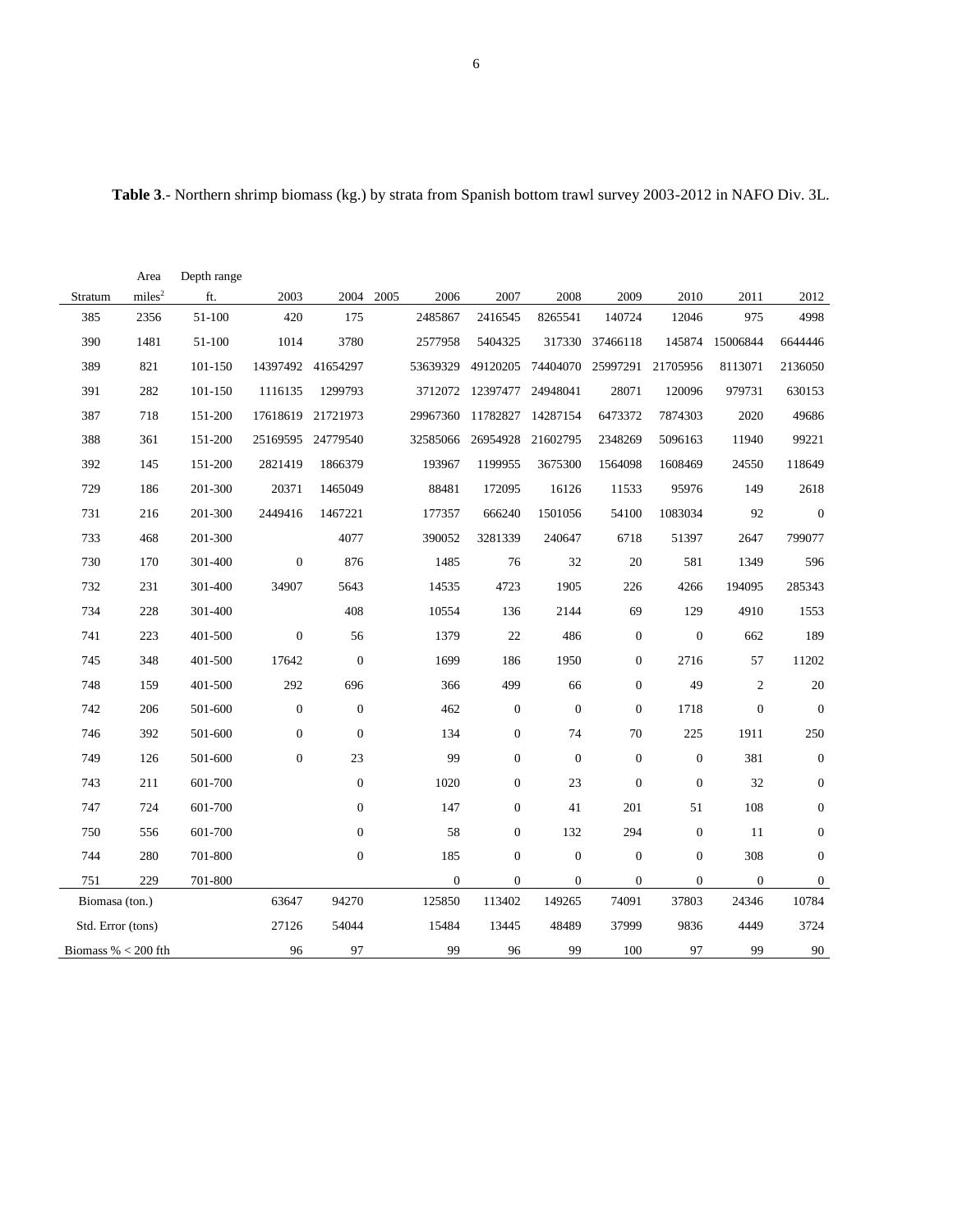**Table 3**.- Northern shrimp biomass (kg.) by strata from Spanish bottom trawl survey 2003-2012 in NAFO Div. 3L.

| Stratum | Area miles$^2$ | Depth range ft. | 2003 | 2004 | 2005 | 2006 | 2007 | 2008 | 2009 | 2010 | 2011 | 2012 |
|---|---|---|---|---|---|---|---|---|---|---|---|---|
| 385 | 2356 | 51-100 | 420 | 175 | | 2485867 | 2416545 | 8265541 | 140724 | 12046 | 975 | 4998 |
| 390 | 1481 | 51-100 | 1014 | 3780 | | 2577958 | 5404325 | 317330 | 37466118 | 145874 | 15006844 | 6644446 |
| 389 | 821 | 101-150 | 14397492 | 41654297 | | 53639329 | 49120205 | 74404070 | 25997291 | 21705956 | 8113071 | 2136050 |
| 391 | 282 | 101-150 | 1116135 | 1299793 | | 3712072 | 12397477 | 24948041 | 28071 | 120096 | 979731 | 630153 |
| 387 | 718 | 151-200 | 17618619 | 21721973 | | 29967360 | 11782827 | 14287154 | 6473372 | 7874303 | 2020 | 49686 |
| 388 | 361 | 151-200 | 25169595 | 24779540 | | 32585066 | 26954928 | 21602795 | 2348269 | 5096163 | 11940 | 99221 |
| 392 | 145 | 151-200 | 2821419 | 1866379 | | 193967 | 1199955 | 3675300 | 1564098 | 1608469 | 24550 | 118649 |
| 729 | 186 | 201-300 | 20371 | 1465049 | | 88481 | 172095 | 16126 | 11533 | 95976 | 149 | 2618 |
| 731 | 216 | 201-300 | 2449416 | 1467221 | | 177357 | 666240 | 1501056 | 54100 | 1083034 | 92 | 0 |
| 733 | 468 | 201-300 | | 4077 | | 390052 | 3281339 | 240647 | 6718 | 51397 | 2647 | 799077 |
| 730 | 170 | 301-400 | 0 | 876 | | 1485 | 76 | 32 | 20 | 581 | 1349 | 596 |
| 732 | 231 | 301-400 | 34907 | 5643 | | 14535 | 4723 | 1905 | 226 | 4266 | 194095 | 285343 |
| 734 | 228 | 301-400 | | 408 | | 10554 | 136 | 2144 | 69 | 129 | 4910 | 1553 |
| 741 | 223 | 401-500 | 0 | 56 | | 1379 | 22 | 486 | 0 | 0 | 662 | 189 |
| 745 | 348 | 401-500 | 17642 | 0 | | 1699 | 186 | 1950 | 0 | 2716 | 57 | 11202 |
| 748 | 159 | 401-500 | 292 | 696 | | 366 | 499 | 66 | 0 | 49 | 2 | 20 |
| 742 | 206 | 501-600 | 0 | 0 | | 462 | 0 | 0 | 0 | 1718 | 0 | 0 |
| 746 | 392 | 501-600 | 0 | 0 | | 134 | 0 | 74 | 70 | 225 | 1911 | 250 |
| 749 | 126 | 501-600 | 0 | 23 | | 99 | 0 | 0 | 0 | 0 | 381 | 0 |
| 743 | 211 | 601-700 | | 0 | | 1020 | 0 | 23 | 0 | 0 | 32 | 0 |
| 747 | 724 | 601-700 | | 0 | | 147 | 0 | 41 | 201 | 51 | 108 | 0 |
| 750 | 556 | 601-700 | | 0 | | 58 | 0 | 132 | 294 | 0 | 11 | 0 |
| 744 | 280 | 701-800 | | 0 | | 185 | 0 | 0 | 0 | 0 | 308 | 0 |
| 751 | 229 | 701-800 | | | | 0 | 0 | 0 | 0 | 0 | 0 | 0 |
| Biomasa (ton.) | | | 63647 | 94270 | | 125850 | 113402 | 149265 | 74091 | 37803 | 24346 | 10784 |
| Std. Error (tons) | | | 27126 | 54044 | | 15484 | 13445 | 48489 | 37999 | 9836 | 4449 | 3724 |
| Biomass % < 200 fth | | | 96 | 97 | | 99 | 96 | 99 | 100 | 97 | 99 | 90 |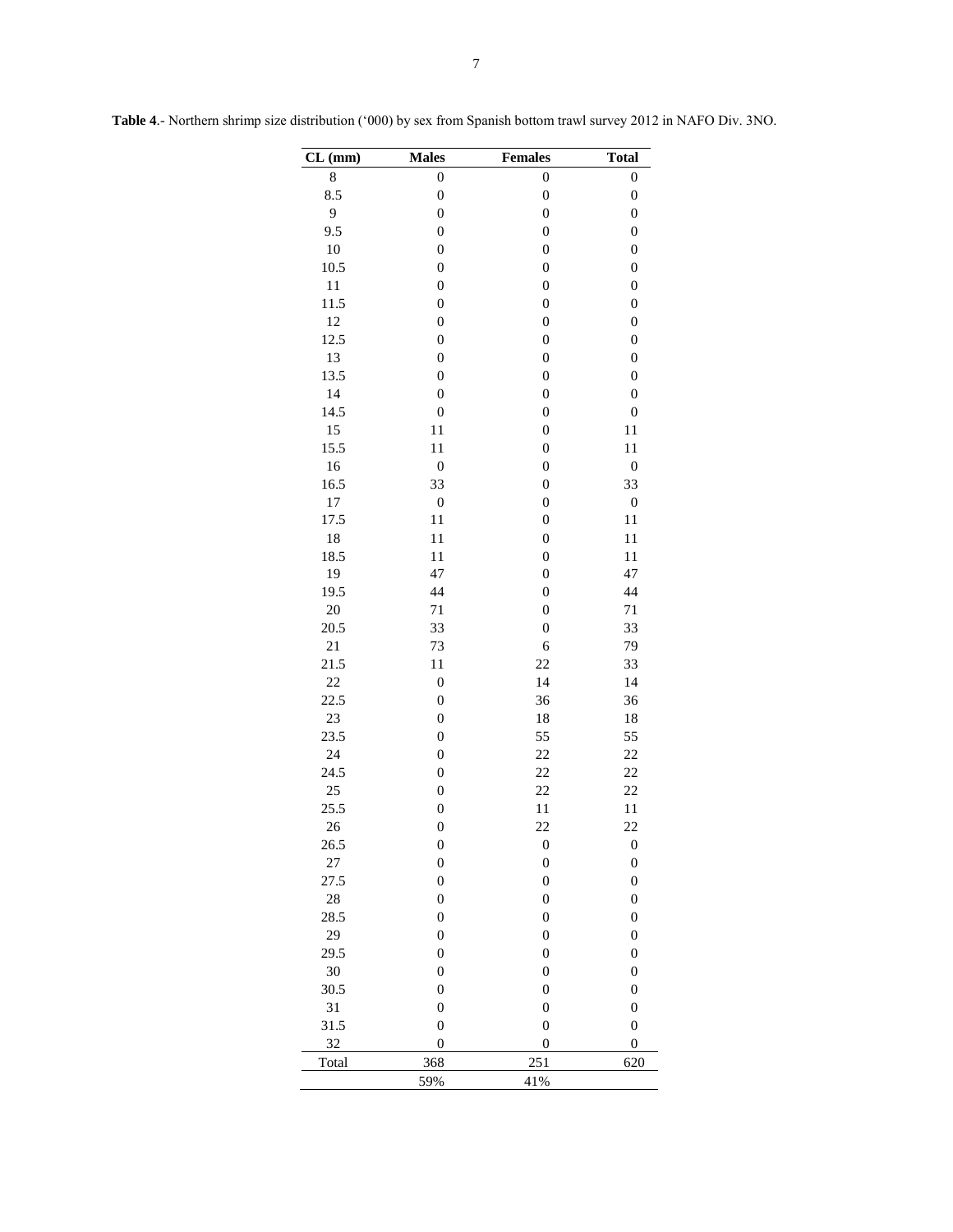**Table 4**.- Northern shrimp size distribution ('000) by sex from Spanish bottom trawl survey 2012 in NAFO Div. 3NO.

| CL (mm) | Males | Females | Total |
|---|---|---|---|
| 8 | 0 | 0 | 0 |
| 8.5 | 0 | 0 | 0 |
| 9 | 0 | 0 | 0 |
| 9.5 | 0 | 0 | 0 |
| 10 | 0 | 0 | 0 |
| 10.5 | 0 | 0 | 0 |
| 11 | 0 | 0 | 0 |
| 11.5 | 0 | 0 | 0 |
| 12 | 0 | 0 | 0 |
| 12.5 | 0 | 0 | 0 |
| 13 | 0 | 0 | 0 |
| 13.5 | 0 | 0 | 0 |
| 14 | 0 | 0 | 0 |
| 14.5 | 0 | 0 | 0 |
| 15 | 11 | 0 | 11 |
| 15.5 | 11 | 0 | 11 |
| 16 | 0 | 0 | 0 |
| 16.5 | 33 | 0 | 33 |
| 17 | 0 | 0 | 0 |
| 17.5 | 11 | 0 | 11 |
| 18 | 11 | 0 | 11 |
| 18.5 | 11 | 0 | 11 |
| 19 | 47 | 0 | 47 |
| 19.5 | 44 | 0 | 44 |
| 20 | 71 | 0 | 71 |
| 20.5 | 33 | 0 | 33 |
| 21 | 73 | 6 | 79 |
| 21.5 | 11 | 22 | 33 |
| 22 | 0 | 14 | 14 |
| 22.5 | 0 | 36 | 36 |
| 23 | 0 | 18 | 18 |
| 23.5 | 0 | 55 | 55 |
| 24 | 0 | 22 | 22 |
| 24.5 | 0 | 22 | 22 |
| 25 | 0 | 22 | 22 |
| 25.5 | 0 | 11 | 11 |
| 26 | 0 | 22 | 22 |
| 26.5 | 0 | 0 | 0 |
| 27 | 0 | 0 | 0 |
| 27.5 | 0 | 0 | 0 |
| 28 | 0 | 0 | 0 |
| 28.5 | 0 | 0 | 0 |
| 29 | 0 | 0 | 0 |
| 29.5 | 0 | 0 | 0 |
| 30 | 0 | 0 | 0 |
| 30.5 | 0 | 0 | 0 |
| 31 | 0 | 0 | 0 |
| 31.5 | 0 | 0 | 0 |
| 32 | 0 | 0 | 0 |
| Total | 368 | 251 | 620 |
| | 59% | 41% | |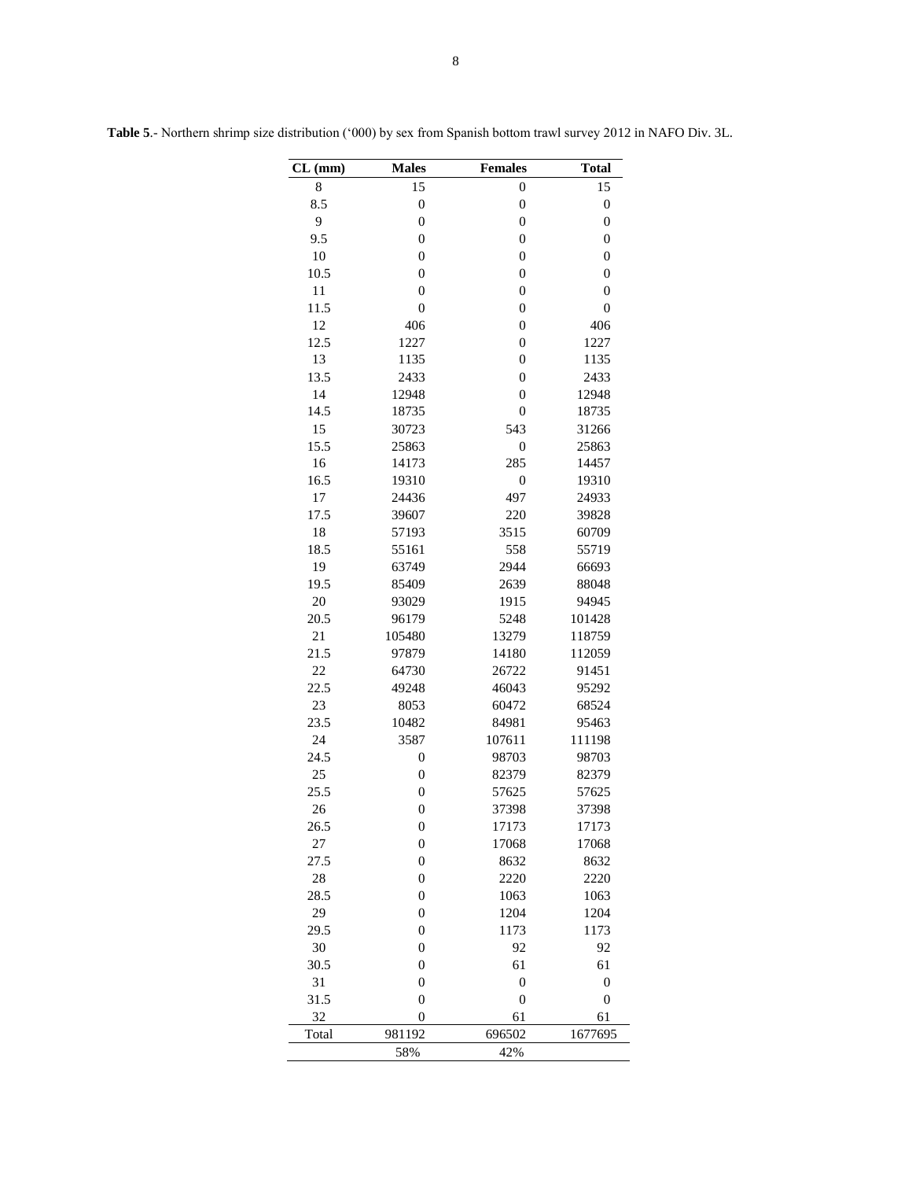**Table 5**.- Northern shrimp size distribution ('000) by sex from Spanish bottom trawl survey 2012 in NAFO Div. 3L.

| CL (mm) | Males | Females | Total |
|---|---|---|---|
| 8 | 15 | 0 | 15 |
| 8.5 | 0 | 0 | 0 |
| 9 | 0 | 0 | 0 |
| 9.5 | 0 | 0 | 0 |
| 10 | 0 | 0 | 0 |
| 10.5 | 0 | 0 | 0 |
| 11 | 0 | 0 | 0 |
| 11.5 | 0 | 0 | 0 |
| 12 | 406 | 0 | 406 |
| 12.5 | 1227 | 0 | 1227 |
| 13 | 1135 | 0 | 1135 |
| 13.5 | 2433 | 0 | 2433 |
| 14 | 12948 | 0 | 12948 |
| 14.5 | 18735 | 0 | 18735 |
| 15 | 30723 | 543 | 31266 |
| 15.5 | 25863 | 0 | 25863 |
| 16 | 14173 | 285 | 14457 |
| 16.5 | 19310 | 0 | 19310 |
| 17 | 24436 | 497 | 24933 |
| 17.5 | 39607 | 220 | 39828 |
| 18 | 57193 | 3515 | 60709 |
| 18.5 | 55161 | 558 | 55719 |
| 19 | 63749 | 2944 | 66693 |
| 19.5 | 85409 | 2639 | 88048 |
| 20 | 93029 | 1915 | 94945 |
| 20.5 | 96179 | 5248 | 101428 |
| 21 | 105480 | 13279 | 118759 |
| 21.5 | 97879 | 14180 | 112059 |
| 22 | 64730 | 26722 | 91451 |
| 22.5 | 49248 | 46043 | 95292 |
| 23 | 8053 | 60472 | 68524 |
| 23.5 | 10482 | 84981 | 95463 |
| 24 | 3587 | 107611 | 111198 |
| 24.5 | 0 | 98703 | 98703 |
| 25 | 0 | 82379 | 82379 |
| 25.5 | 0 | 57625 | 57625 |
| 26 | 0 | 37398 | 37398 |
| 26.5 | 0 | 17173 | 17173 |
| 27 | 0 | 17068 | 17068 |
| 27.5 | 0 | 8632 | 8632 |
| 28 | 0 | 2220 | 2220 |
| 28.5 | 0 | 1063 | 1063 |
| 29 | 0 | 1204 | 1204 |
| 29.5 | 0 | 1173 | 1173 |
| 30 | 0 | 92 | 92 |
| 30.5 | 0 | 61 | 61 |
| 31 | 0 | 0 | 0 |
| 31.5 | 0 | 0 | 0 |
| 32 | 0 | 61 | 61 |
| Total | 981192 | 696502 | 1677695 |
| | 58% | 42% | |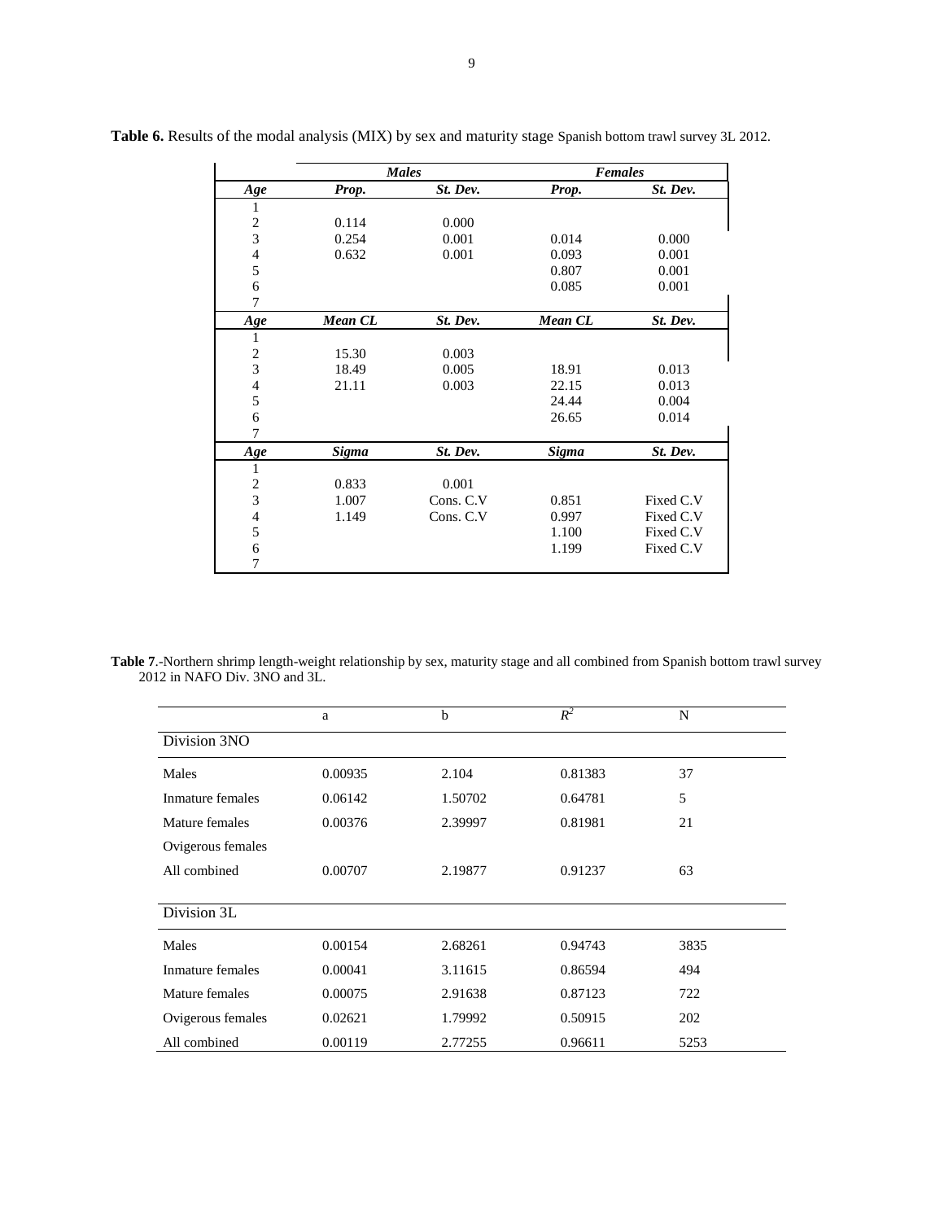**Table 6.** Results of the modal analysis (MIX) by sex and maturity stage Spanish bottom trawl survey 3L 2012.

| | *Males* | | *Females* | |
|---|---|---|---|---|
| ***Age*** | ***Prop.*** | ***St. Dev.*** | ***Prop.*** | ***St. Dev.*** |
| 1 | | | | |
| 2 | 0.114 | 0.000 | | |
| 3 | 0.254 | 0.001 | 0.014 | 0.000 |
| 4 | 0.632 | 0.001 | 0.093 | 0.001 |
| 5 | | | 0.807 | 0.001 |
| 6 | | | 0.085 | 0.001 |
| 7 | | | | |
| ***Age*** | ***Mean CL*** | ***St. Dev.*** | ***Mean CL*** | ***St. Dev.*** |
| 1 | | | | |
| 2 | 15.30 | 0.003 | | |
| 3 | 18.49 | 0.005 | 18.91 | 0.013 |
| 4 | 21.11 | 0.003 | 22.15 | 0.013 |
| 5 | | | 24.44 | 0.004 |
| 6 | | | 26.65 | 0.014 |
| 7 | | | | |
| ***Age*** | ***Sigma*** | ***St. Dev.*** | ***Sigma*** | ***St. Dev.*** |
| 1 | | | | |
| 2 | 0.833 | 0.001 | | |
| 3 | 1.007 | Cons. C.V | 0.851 | Fixed C.V |
| 4 | 1.149 | Cons. C.V | 0.997 | Fixed C.V |
| 5 | | | 1.100 | Fixed C.V |
| 6 | | | 1.199 | Fixed C.V |
| 7 | | | | |

**Table 7**.-Northern shrimp length-weight relationship by sex, maturity stage and all combined from Spanish bottom trawl survey 2012 in NAFO Div. 3NO and 3L.

| | a | b | $R^2$ | N |
|---|---|---|---|---|
| Division 3NO | | | | |
| Males | 0.00935 | 2.104 | 0.81383 | 37 |
| Inmature females | 0.06142 | 1.50702 | 0.64781 | 5 |
| Mature females | 0.00376 | 2.39997 | 0.81981 | 21 |
| Ovigerous females | | | | |
| All combined | 0.00707 | 2.19877 | 0.91237 | 63 |
| Division 3L | | | | |
| Males | 0.00154 | 2.68261 | 0.94743 | 3835 |
| Inmature females | 0.00041 | 3.11615 | 0.86594 | 494 |
| Mature females | 0.00075 | 2.91638 | 0.87123 | 722 |
| Ovigerous females | 0.02621 | 1.79992 | 0.50915 | 202 |
| All combined | 0.00119 | 2.77255 | 0.96611 | 5253 |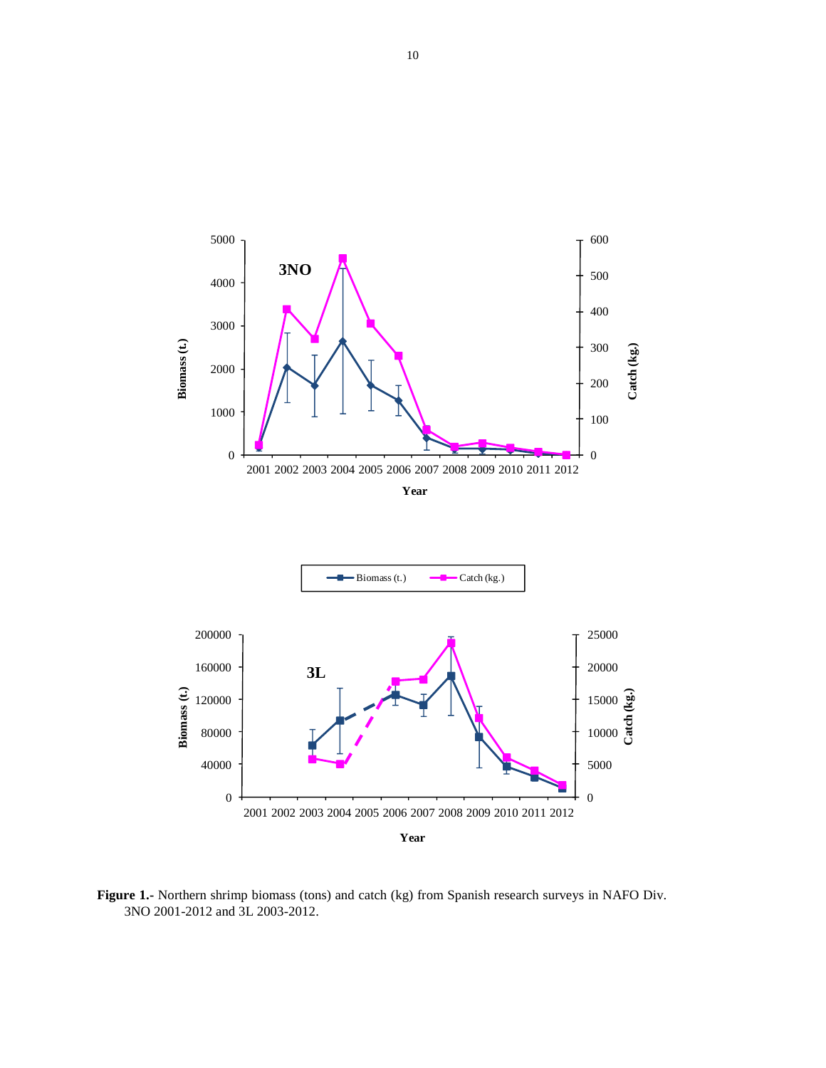**Figure 1.-** Northern shrimp biomass (tons) and catch (kg) from Spanish research surveys in NAFO Div. 3NO 2001-2012 and 3L 2003-2012.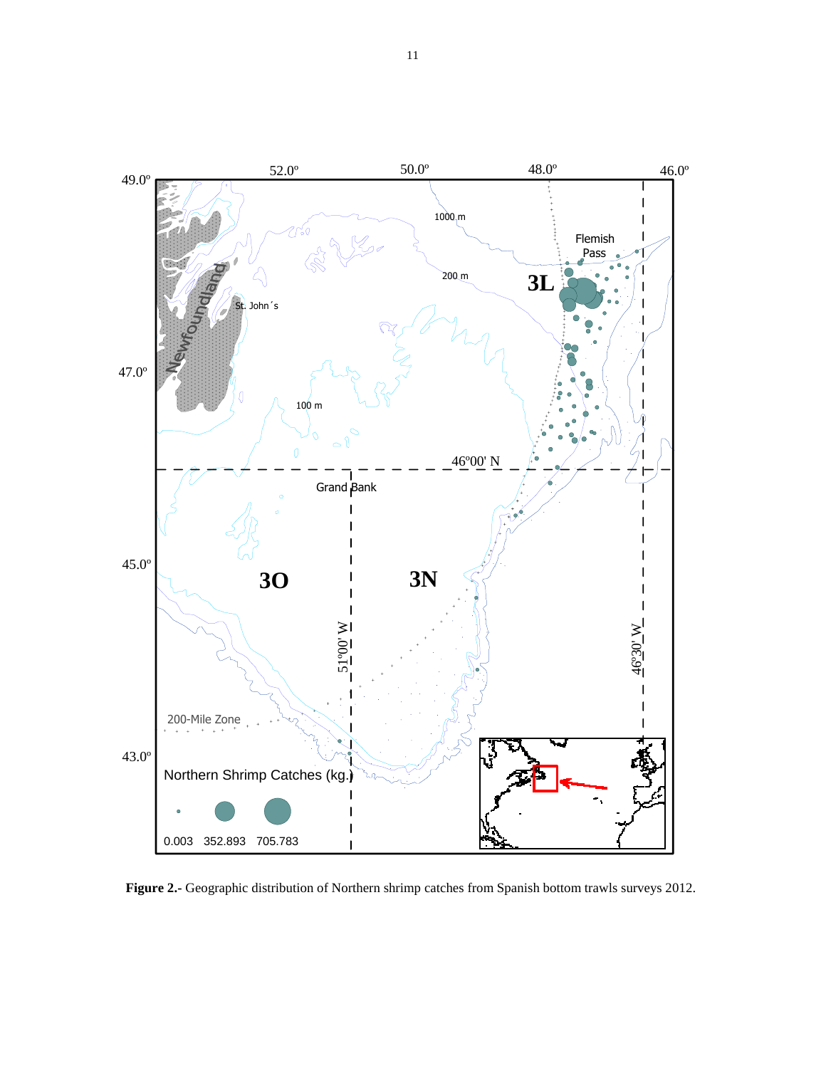**Figure 2.-** Geographic distribution of Northern shrimp catches from Spanish bottom trawls surveys 2012.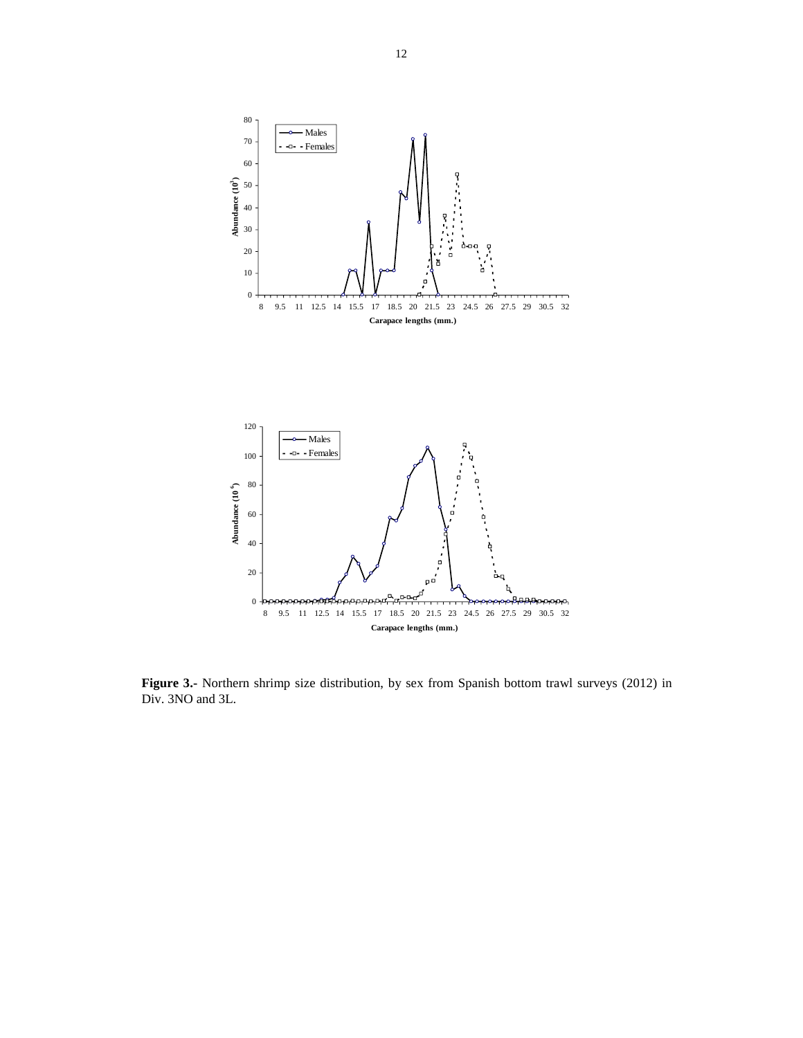80
70
60
50
40
30
20
10
0

Abundance ($10^3$)

Males
Females

8 9.5 11 12.5 14 15.5 17 18.5 20 21.5 23 24.5 26 27.5 29 30.5 32

Carapace lengths (mm.)

120
100
80
60
40
20
0

Abundance ($10^6$)

Males
Females

8 9.5 11 12.5 14 15.5 17 18.5 20 21.5 23 24.5 26 27.5 29 30.5 32

Carapace lengths (mm.)

**Figure 3.**- Northern shrimp size distribution, by sex from Spanish bottom trawl surveys (2012) in Div. 3NO and 3L.